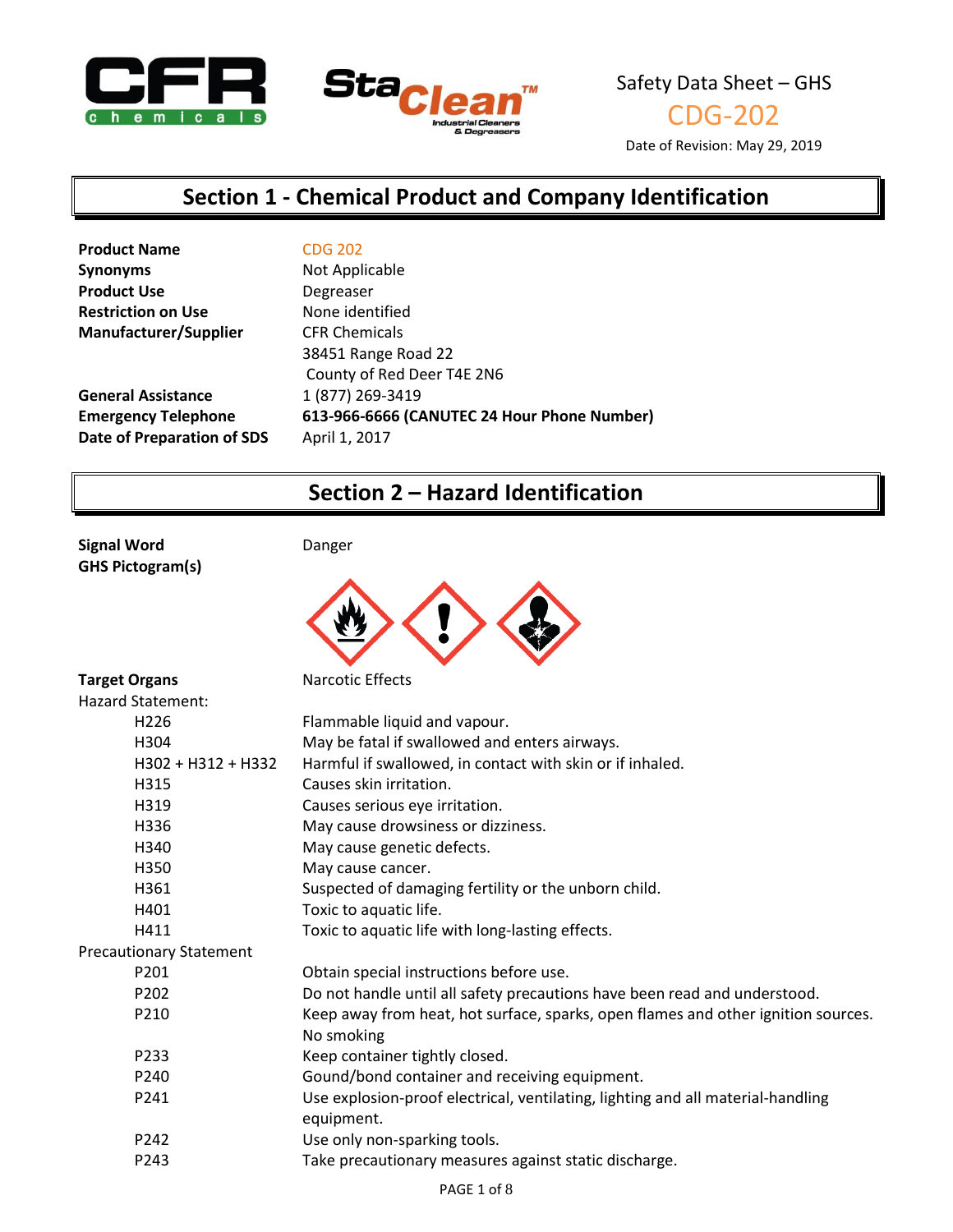Safety Data Sheet – GHS

CDG-202

Date of Revision: May 29, 2019

## Section 1 - Chemical Product and Company Identification

| | |
|---|---|
| **Product Name** | CDG 202 |
| **Synonyms** | Not Applicable |
| **Product Use** | Degreaser |
| **Restriction on Use** | None identified |
| **Manufacturer/Supplier** | CFR Chemicals<br>38451 Range Road 22<br>County of Red Deer T4E 2N6 |
| **General Assistance** | 1 (877) 269-3419 |
| **Emergency Telephone** | **613-966-6666 (CANUTEC 24 Hour Phone Number)** |
| **Date of Preparation of SDS** | April 1, 2017 |

## Section 2 – Hazard Identification

**Signal Word** Danger

**GHS Pictogram(s)**

**Target Organs** Narcotic Effects

Hazard Statement:

| | |
|---|---|
| H226 | Flammable liquid and vapour. |
| H304 | May be fatal if swallowed and enters airways. |
| H302 + H312 + H332 | Harmful if swallowed, in contact with skin or if inhaled. |
| H315 | Causes skin irritation. |
| H319 | Causes serious eye irritation. |
| H336 | May cause drowsiness or dizziness. |
| H340 | May cause genetic defects. |
| H350 | May cause cancer. |
| H361 | Suspected of damaging fertility or the unborn child. |
| H401 | Toxic to aquatic life. |
| H411 | Toxic to aquatic life with long-lasting effects. |

Precautionary Statement

| | |
|---|---|
| P201 | Obtain special instructions before use. |
| P202 | Do not handle until all safety precautions have been read and understood. |
| P210 | Keep away from heat, hot surface, sparks, open flames and other ignition sources. No smoking |
| P233 | Keep container tightly closed. |
| P240 | Gound/bond container and receiving equipment. |
| P241 | Use explosion-proof electrical, ventilating, lighting and all material-handling equipment. |
| P242 | Use only non-sparking tools. |
| P243 | Take precautionary measures against static discharge. |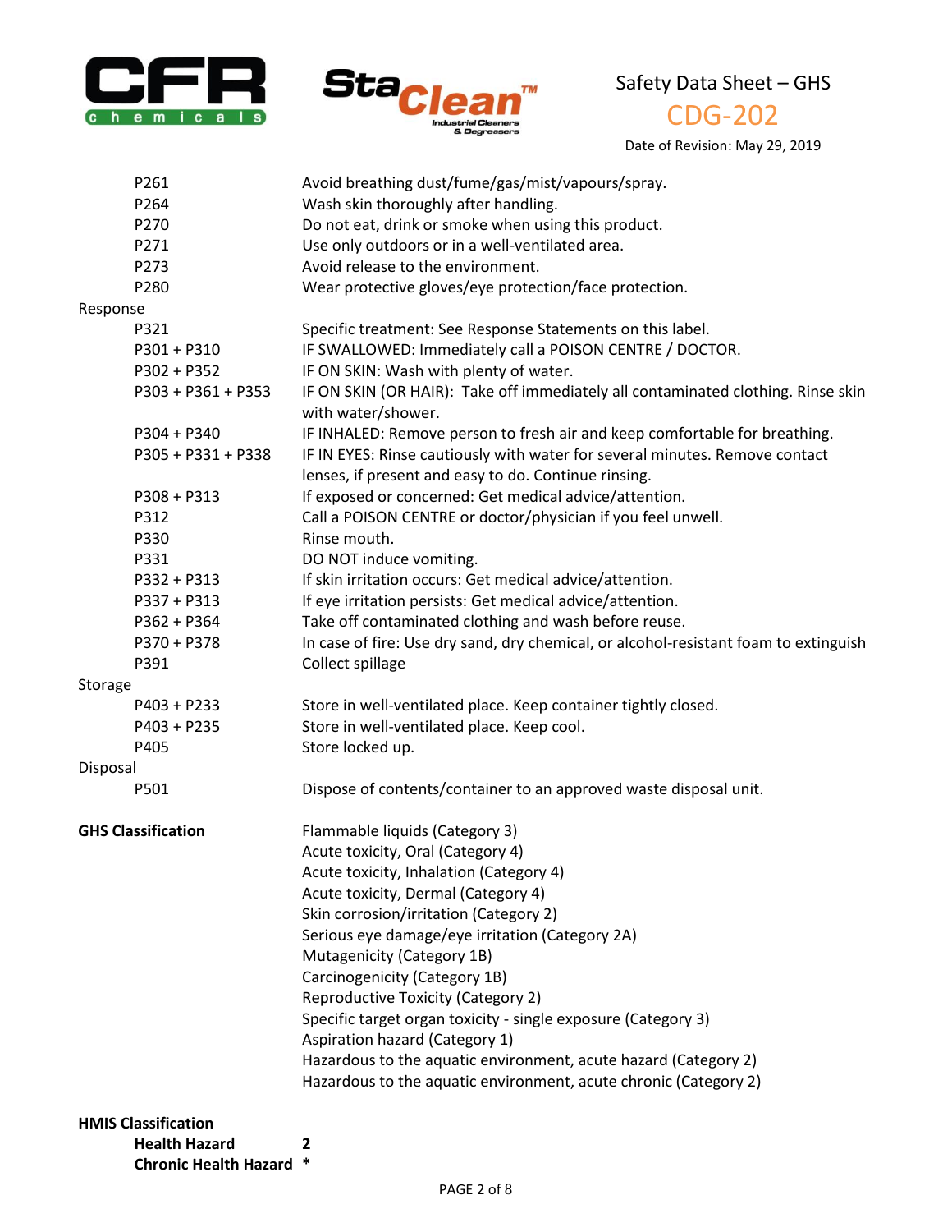| | |
|---|---|
| P261 | Avoid breathing dust/fume/gas/mist/vapours/spray. |
| P264 | Wash skin thoroughly after handling. |
| P270 | Do not eat, drink or smoke when using this product. |
| P271 | Use only outdoors or in a well-ventilated area. |
| P273 | Avoid release to the environment. |
| P280 | Wear protective gloves/eye protection/face protection. |

Response

| | |
|---|---|
| P321 | Specific treatment: See Response Statements on this label. |
| P301 + P310 | IF SWALLOWED: Immediately call a POISON CENTRE / DOCTOR. |
| P302 + P352 | IF ON SKIN: Wash with plenty of water. |
| P303 + P361 + P353 | IF ON SKIN (OR HAIR): Take off immediately all contaminated clothing. Rinse skin with water/shower. |
| P304 + P340 | IF INHALED: Remove person to fresh air and keep comfortable for breathing. |
| P305 + P331 + P338 | IF IN EYES: Rinse cautiously with water for several minutes. Remove contact lenses, if present and easy to do. Continue rinsing. |
| P308 + P313 | If exposed or concerned: Get medical advice/attention. |
| P312 | Call a POISON CENTRE or doctor/physician if you feel unwell. |
| P330 | Rinse mouth. |
| P331 | DO NOT induce vomiting. |
| P332 + P313 | If skin irritation occurs: Get medical advice/attention. |
| P337 + P313 | If eye irritation persists: Get medical advice/attention. |
| P362 + P364 | Take off contaminated clothing and wash before reuse. |
| P370 + P378 | In case of fire: Use dry sand, dry chemical, or alcohol-resistant foam to extinguish |
| P391 | Collect spillage |

Storage

| | |
|---|---|
| P403 + P233 | Store in well-ventilated place. Keep container tightly closed. |
| P403 + P235 | Store in well-ventilated place. Keep cool. |
| P405 | Store locked up. |

Disposal

| | |
|---|---|
| P501 | Dispose of contents/container to an approved waste disposal unit. |

**GHS Classification**

Flammable liquids (Category 3)
Acute toxicity, Oral (Category 4)
Acute toxicity, Inhalation (Category 4)
Acute toxicity, Dermal (Category 4)
Skin corrosion/irritation (Category 2)
Serious eye damage/eye irritation (Category 2A)
Mutagenicity (Category 1B)
Carcinogenicity (Category 1B)
Reproductive Toxicity (Category 2)
Specific target organ toxicity - single exposure (Category 3)
Aspiration hazard (Category 1)
Hazardous to the aquatic environment, acute hazard (Category 2)
Hazardous to the aquatic environment, acute chronic (Category 2)

**HMIS Classification**

| | |
|---|---|
| **Health Hazard** | **2** |
| **Chronic Health Hazard** | **\*** |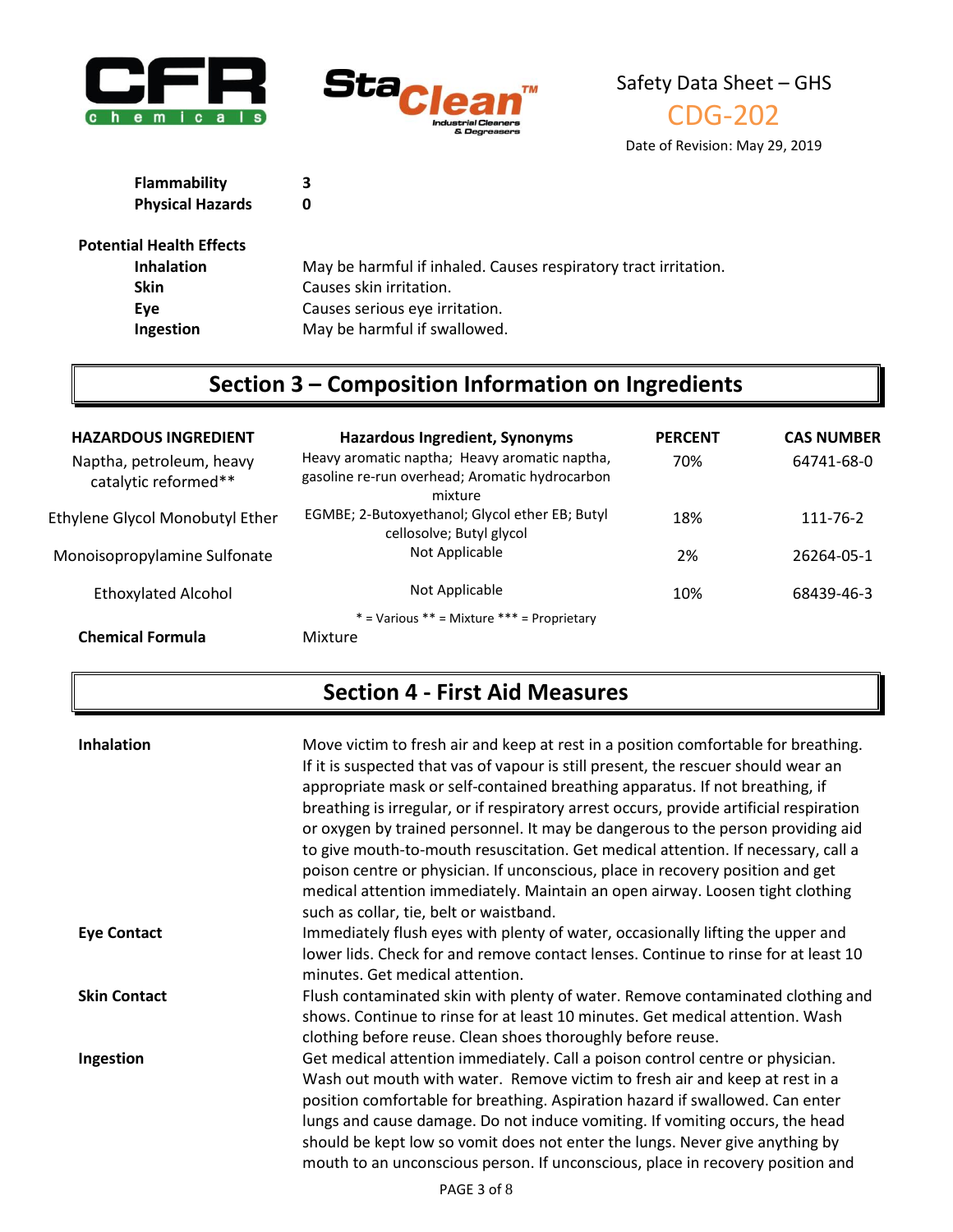| | |
|---|---|
| **Flammability** | **3** |
| **Physical Hazards** | **0** |

**Potential Health Effects**

| | |
|---|---|
| **Inhalation** | May be harmful if inhaled. Causes respiratory tract irritation. |
| **Skin** | Causes skin irritation. |
| **Eye** | Causes serious eye irritation. |
| **Ingestion** | May be harmful if swallowed. |

## Section 3 – Composition Information on Ingredients

| HAZARDOUS INGREDIENT | Hazardous Ingredient, Synonyms | PERCENT | CAS NUMBER |
|---|---|---|---|
| Naptha, petroleum, heavy catalytic reformed** | Heavy aromatic naptha; Heavy aromatic naptha, gasoline re-run overhead; Aromatic hydrocarbon mixture | 70% | 64741-68-0 |
| Ethylene Glycol Monobutyl Ether | EGMBE; 2-Butoxyethanol; Glycol ether EB; Butyl cellosolve; Butyl glycol | 18% | 111-76-2 |
| Monoisopropylamine Sulfonate | Not Applicable | 2% | 26264-05-1 |
| Ethoxylated Alcohol | Not Applicable | 10% | 68439-46-3 |

* = Various ** = Mixture *** = Proprietary

**Chemical Formula** Mixture

## Section 4 - First Aid Measures

**Inhalation**
Move victim to fresh air and keep at rest in a position comfortable for breathing. If it is suspected that vas of vapour is still present, the rescuer should wear an appropriate mask or self-contained breathing apparatus. If not breathing, if breathing is irregular, or if respiratory arrest occurs, provide artificial respiration or oxygen by trained personnel. It may be dangerous to the person providing aid to give mouth-to-mouth resuscitation. Get medical attention. If necessary, call a poison centre or physician. If unconscious, place in recovery position and get medical attention immediately. Maintain an open airway. Loosen tight clothing such as collar, tie, belt or waistband.

**Eye Contact**
Immediately flush eyes with plenty of water, occasionally lifting the upper and lower lids. Check for and remove contact lenses. Continue to rinse for at least 10 minutes. Get medical attention.

**Skin Contact**
Flush contaminated skin with plenty of water. Remove contaminated clothing and shows. Continue to rinse for at least 10 minutes. Get medical attention. Wash clothing before reuse. Clean shoes thoroughly before reuse.

**Ingestion**
Get medical attention immediately. Call a poison control centre or physician. Wash out mouth with water. Remove victim to fresh air and keep at rest in a position comfortable for breathing. Aspiration hazard if swallowed. Can enter lungs and cause damage. Do not induce vomiting. If vomiting occurs, the head should be kept low so vomit does not enter the lungs. Never give anything by mouth to an unconscious person. If unconscious, place in recovery position and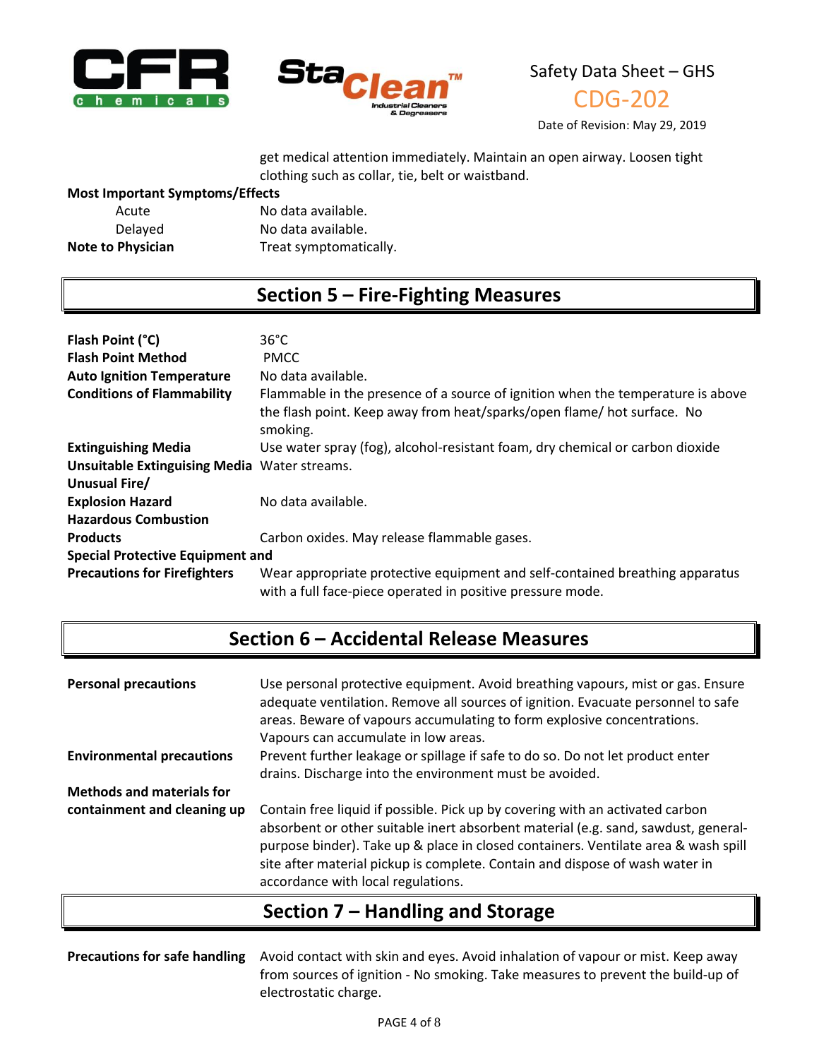get medical attention immediately. Maintain an open airway. Loosen tight clothing such as collar, tie, belt or waistband.

**Most Important Symptoms/Effects**

| | |
|---|---|
| Acute | No data available. |
| Delayed | No data available. |
| **Note to Physician** | Treat symptomatically. |

## Section 5 – Fire-Fighting Measures

| | |
|---|---|
| **Flash Point (°C)** | 36°C |
| **Flash Point Method** | PMCC |
| **Auto Ignition Temperature** | No data available. |
| **Conditions of Flammability** | Flammable in the presence of a source of ignition when the temperature is above the flash point. Keep away from heat/sparks/open flame/ hot surface. No smoking. |
| **Extinguishing Media** | Use water spray (fog), alcohol-resistant foam, dry chemical or carbon dioxide |
| **Unsuitable Extinguising Media** | Water streams. |
| **Unusual Fire/ Explosion Hazard** | No data available. |
| **Hazardous Combustion Products** | Carbon oxides. May release flammable gases. |
| **Special Protective Equipment and Precautions for Firefighters** | Wear appropriate protective equipment and self-contained breathing apparatus with a full face-piece operated in positive pressure mode. |

## Section 6 – Accidental Release Measures

| | |
|---|---|
| **Personal precautions** | Use personal protective equipment. Avoid breathing vapours, mist or gas. Ensure adequate ventilation. Remove all sources of ignition. Evacuate personnel to safe areas. Beware of vapours accumulating to form explosive concentrations. Vapours can accumulate in low areas. |
| **Environmental precautions** | Prevent further leakage or spillage if safe to do so. Do not let product enter drains. Discharge into the environment must be avoided. |
| **Methods and materials for containment and cleaning up** | Contain free liquid if possible. Pick up by covering with an activated carbon absorbent or other suitable inert absorbent material (e.g. sand, sawdust, general-purpose binder). Take up & place in closed containers. Ventilate area & wash spill site after material pickup is complete. Contain and dispose of wash water in accordance with local regulations. |

## Section 7 – Handling and Storage

| | |
|---|---|
| **Precautions for safe handling** | Avoid contact with skin and eyes. Avoid inhalation of vapour or mist. Keep away from sources of ignition - No smoking. Take measures to prevent the build-up of electrostatic charge. |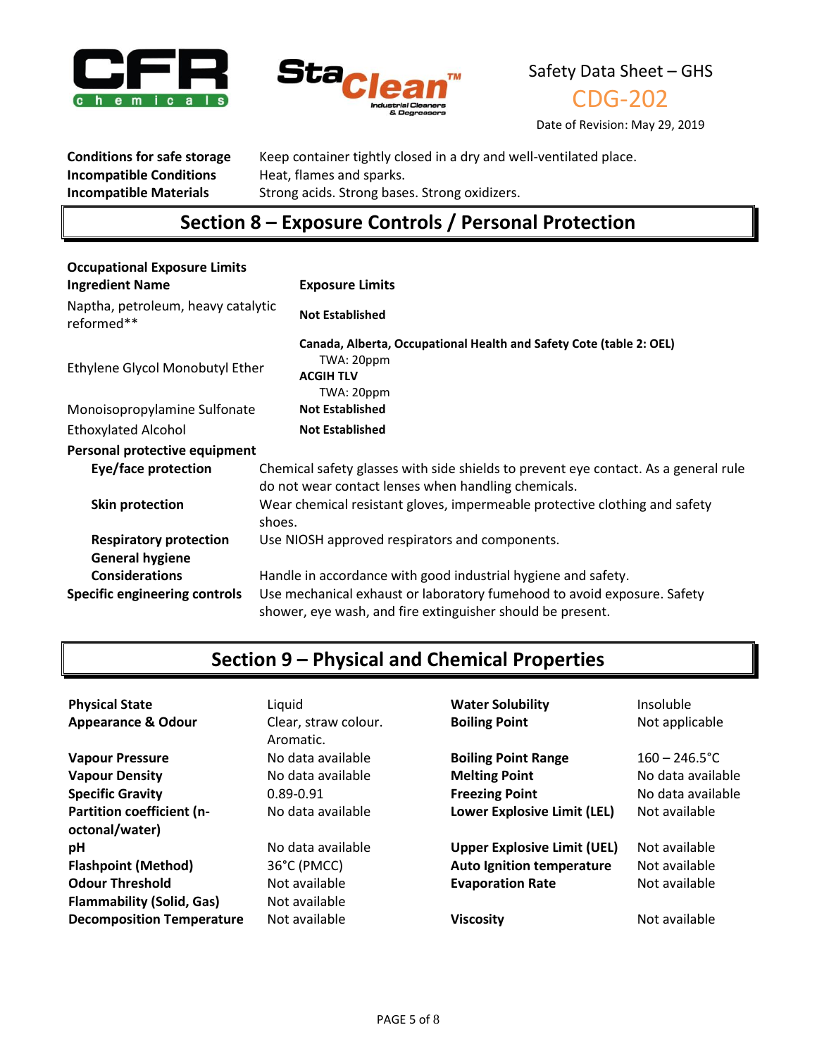| | |
|---|---|
| **Conditions for safe storage** | Keep container tightly closed in a dry and well-ventilated place. |
| **Incompatible Conditions** | Heat, flames and sparks. |
| **Incompatible Materials** | Strong acids. Strong bases. Strong oxidizers. |

## Section 8 – Exposure Controls / Personal Protection

**Occupational Exposure Limits**

| Ingredient Name | Exposure Limits |
|---|---|
| Naptha, petroleum, heavy catalytic reformed** | **Not Established** |
| Ethylene Glycol Monobutyl Ether | **Canada, Alberta, Occupational Health and Safety Cote (table 2: OEL)**<br>TWA: 20ppm<br>**ACGIH TLV**<br>TWA: 20ppm |
| Monoisopropylamine Sulfonate | **Not Established** |
| Ethoxylated Alcohol | **Not Established** |

**Personal protective equipment**

| | |
|---|---|
| **Eye/face protection** | Chemical safety glasses with side shields to prevent eye contact. As a general rule do not wear contact lenses when handling chemicals. |
| **Skin protection** | Wear chemical resistant gloves, impermeable protective clothing and safety shoes. |
| **Respiratory protection** | Use NIOSH approved respirators and components. |
| **General hygiene Considerations** | Handle in accordance with good industrial hygiene and safety. |
| **Specific engineering controls** | Use mechanical exhaust or laboratory fumehood to avoid exposure. Safety shower, eye wash, and fire extinguisher should be present. |

## Section 9 – Physical and Chemical Properties

| | | | |
|---|---|---|---|
| **Physical State** | Liquid | **Water Solubility** | Insoluble |
| **Appearance & Odour** | Clear, straw colour. Aromatic. | **Boiling Point** | Not applicable |
| **Vapour Pressure** | No data available | **Boiling Point Range** | 160 – 246.5°C |
| **Vapour Density** | No data available | **Melting Point** | No data available |
| **Specific Gravity** | 0.89-0.91 | **Freezing Point** | No data available |
| **Partition coefficient (n-octonal/water)** | No data available | **Lower Explosive Limit (LEL)** | Not available |
| **pH** | No data available | **Upper Explosive Limit (UEL)** | Not available |
| **Flashpoint (Method)** | 36°C (PMCC) | **Auto Ignition temperature** | Not available |
| **Odour Threshold** | Not available | **Evaporation Rate** | Not available |
| **Flammability (Solid, Gas)** | Not available | | |
| **Decomposition Temperature** | Not available | **Viscosity** | Not available |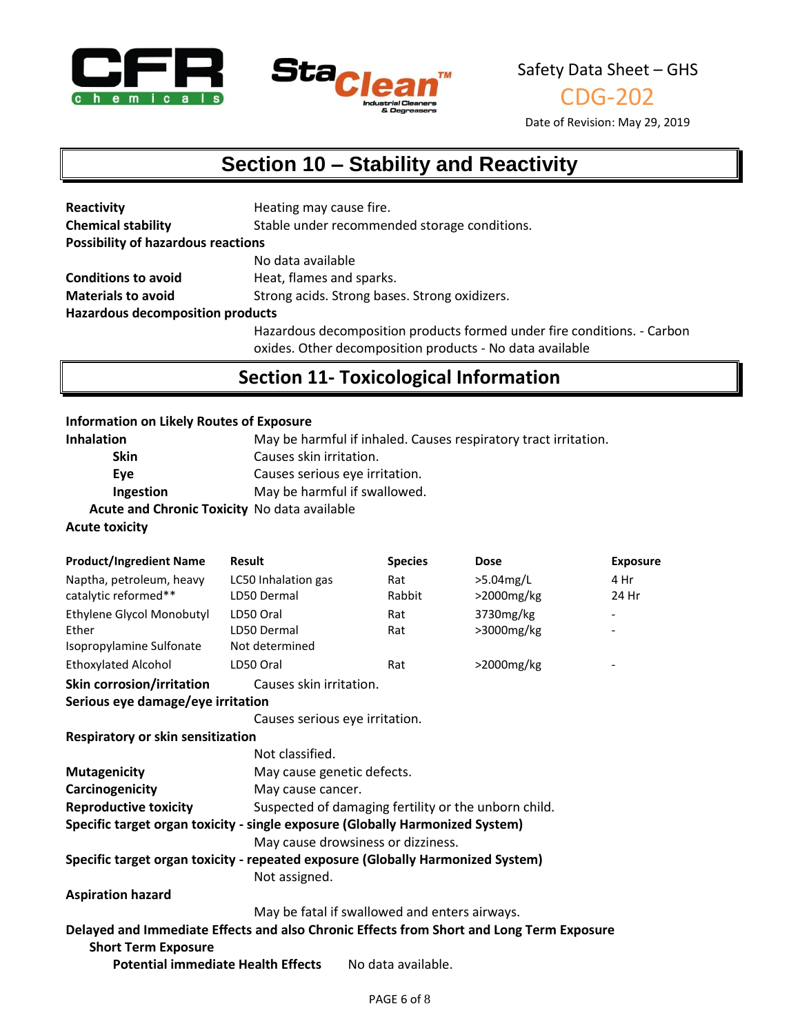## Section 10 – Stability and Reactivity

**Reactivity** Heating may cause fire.

**Chemical stability** Stable under recommended storage conditions.

**Possibility of hazardous reactions**

No data available

**Conditions to avoid** Heat, flames and sparks.

**Materials to avoid** Strong acids. Strong bases. Strong oxidizers.

**Hazardous decomposition products**

Hazardous decomposition products formed under fire conditions. - Carbon oxides. Other decomposition products - No data available

## Section 11- Toxicological Information

**Information on Likely Routes of Exposure**

**Inhalation** May be harmful if inhaled. Causes respiratory tract irritation.

**Skin** Causes skin irritation.

**Eye** Causes serious eye irritation.

**Ingestion** May be harmful if swallowed.

**Acute and Chronic Toxicity** No data available

**Acute toxicity**

| Product/Ingredient Name | Result | Species | Dose | Exposure |
|---|---|---|---|---|
| Naptha, petroleum, heavy catalytic reformed** | LC50 Inhalation gas<br>LD50 Dermal | Rat<br>Rabbit | >5.04mg/L<br>>2000mg/kg | 4 Hr<br>24 Hr |
| Ethylene Glycol Monobutyl Ether | LD50 Oral<br>LD50 Dermal | Rat<br>Rat | 3730mg/kg<br>>3000mg/kg | -<br>- |
| Isopropylamine Sulfonate | Not determined | | | |
| Ethoxylated Alcohol | LD50 Oral | Rat | >2000mg/kg | - |

**Skin corrosion/irritation** Causes skin irritation.

**Serious eye damage/eye irritation**

Causes serious eye irritation.

**Respiratory or skin sensitization**

Not classified.

**Mutagenicity** May cause genetic defects.

**Carcinogenicity** May cause cancer.

**Reproductive toxicity** Suspected of damaging fertility or the unborn child.

**Specific target organ toxicity - single exposure (Globally Harmonized System)**

May cause drowsiness or dizziness.

**Specific target organ toxicity - repeated exposure (Globally Harmonized System)**

Not assigned.

**Aspiration hazard**

May be fatal if swallowed and enters airways.

**Delayed and Immediate Effects and also Chronic Effects from Short and Long Term Exposure**

**Short Term Exposure**

**Potential immediate Health Effects** No data available.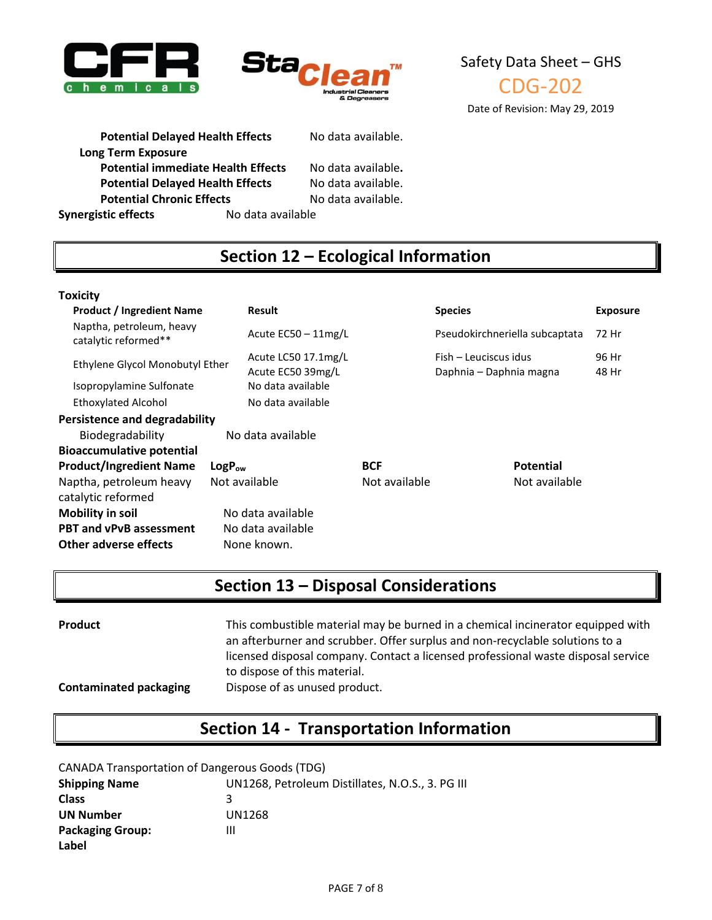**Potential Delayed Health Effects** No data available.

**Long Term Exposure**

**Potential immediate Health Effects** No data available.

**Potential Delayed Health Effects** No data available.

**Potential Chronic Effects** No data available.

**Synergistic effects** No data available

## Section 12 – Ecological Information

**Toxicity**

| Product / Ingredient Name | Result | Species | Exposure |
|---|---|---|---|
| Naptha, petroleum, heavy catalytic reformed** | Acute EC50 – 11mg/L | Pseudokirchneriella subcaptata | 72 Hr |
| Ethylene Glycol Monobutyl Ether | Acute LC50 17.1mg/L<br>Acute EC50 39mg/L | Fish – Leuciscus idus<br>Daphnia – Daphnia magna | 96 Hr<br>48 Hr |
| Isopropylamine Sulfonate | No data available | | |
| Ethoxylated Alcohol | No data available | | |

**Persistence and degradability**

Biodegradability No data available

**Bioaccumulative potential**

| Product/Ingredient Name | $LogP_{ow}$ | BCF | Potential |
|---|---|---|---|
| Naptha, petroleum heavy catalytic reformed | Not available | Not available | Not available |

**Mobility in soil** No data available

**PBT and vPvB assessment** No data available

**Other adverse effects** None known.

## Section 13 – Disposal Considerations

**Product** This combustible material may be burned in a chemical incinerator equipped with an afterburner and scrubber. Offer surplus and non-recyclable solutions to a licensed disposal company. Contact a licensed professional waste disposal service to dispose of this material.

**Contaminated packaging** Dispose of as unused product.

## Section 14 - Transportation Information

CANADA Transportation of Dangerous Goods (TDG)

**Shipping Name** UN1268, Petroleum Distillates, N.O.S., 3. PG III

**Class** 3

**UN Number** UN1268

**Packaging Group:** III

**Label**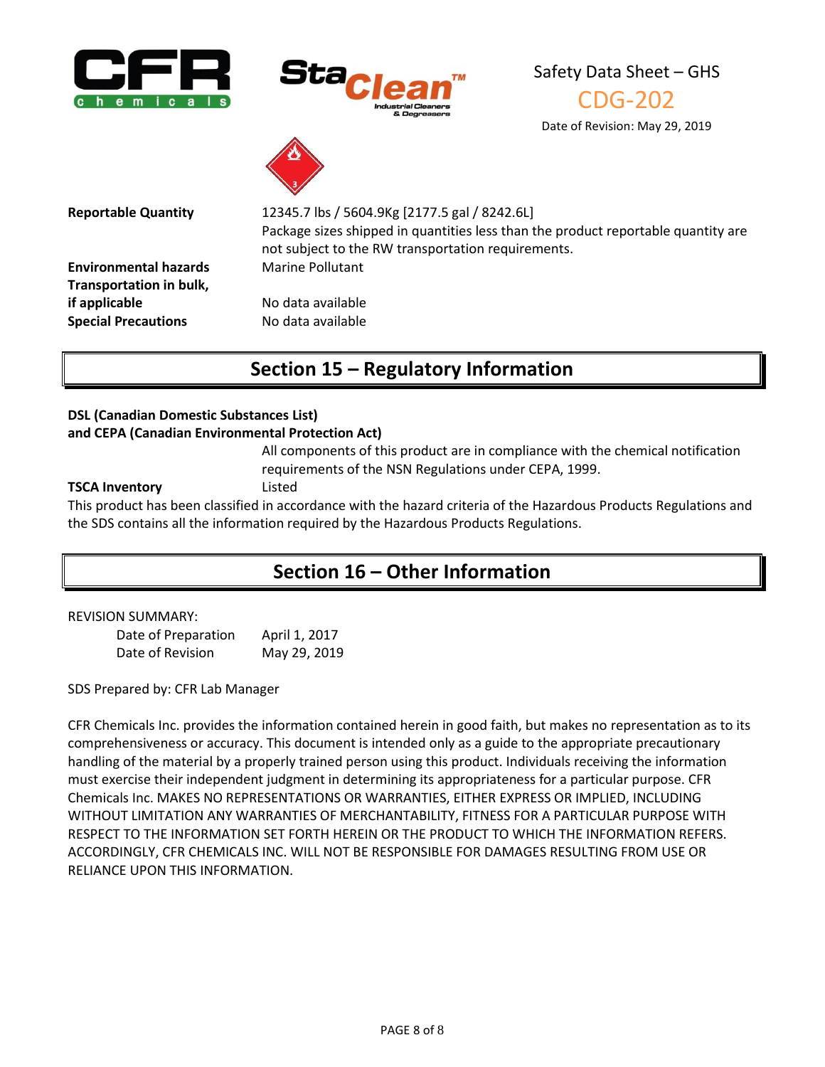| | |
|---|---|
| **Reportable Quantity** | 12345.7 lbs / 5604.9Kg [2177.5 gal / 8242.6L] Package sizes shipped in quantities less than the product reportable quantity are not subject to the RW transportation requirements. |
| **Environmental hazards** | Marine Pollutant |
| **Transportation in bulk, if applicable** | No data available |
| **Special Precautions** | No data available |

## Section 15 – Regulatory Information

**DSL (Canadian Domestic Substances List) and CEPA (Canadian Environmental Protection Act)**

All components of this product are in compliance with the chemical notification requirements of the NSN Regulations under CEPA, 1999.

**TSCA Inventory** Listed

This product has been classified in accordance with the hazard criteria of the Hazardous Products Regulations and the SDS contains all the information required by the Hazardous Products Regulations.

## Section 16 – Other Information

REVISION SUMMARY:

| | |
|---|---|
| Date of Preparation | April 1, 2017 |
| Date of Revision | May 29, 2019 |

SDS Prepared by: CFR Lab Manager

CFR Chemicals Inc. provides the information contained herein in good faith, but makes no representation as to its comprehensiveness or accuracy. This document is intended only as a guide to the appropriate precautionary handling of the material by a properly trained person using this product. Individuals receiving the information must exercise their independent judgment in determining its appropriateness for a particular purpose. CFR Chemicals Inc. MAKES NO REPRESENTATIONS OR WARRANTIES, EITHER EXPRESS OR IMPLIED, INCLUDING WITHOUT LIMITATION ANY WARRANTIES OF MERCHANTABILITY, FITNESS FOR A PARTICULAR PURPOSE WITH RESPECT TO THE INFORMATION SET FORTH HEREIN OR THE PRODUCT TO WHICH THE INFORMATION REFERS. ACCORDINGLY, CFR CHEMICALS INC. WILL NOT BE RESPONSIBLE FOR DAMAGES RESULTING FROM USE OR RELIANCE UPON THIS INFORMATION.